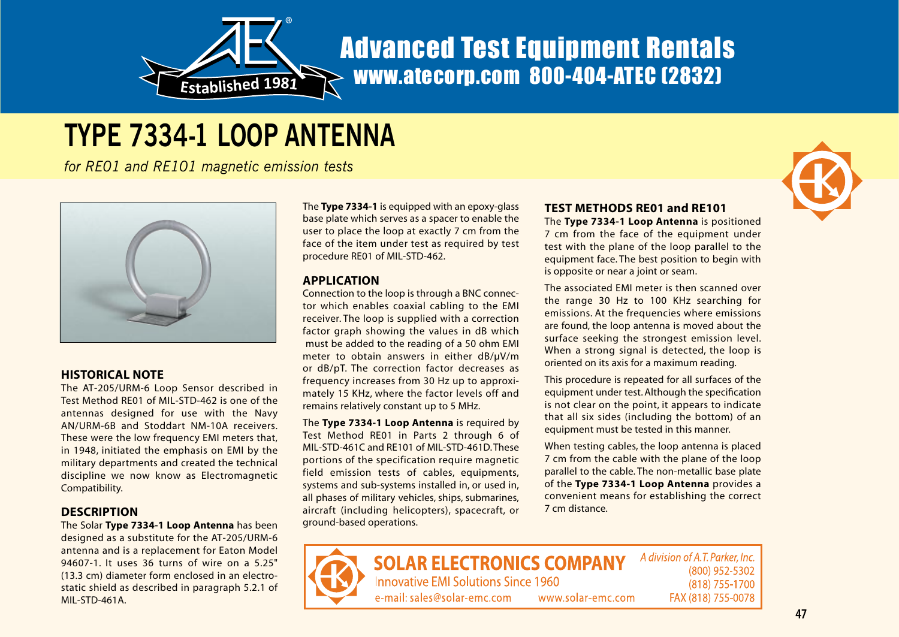Advanced Test Equipment Rentals
www.atecorp.com 800-404-ATEC (2832)

# TYPE 7334-1 LOOP ANTENNA

*for RE01 and RE101 magnetic emission tests*

## HISTORICAL NOTE

The AT-205/URM-6 Loop Sensor described in Test Method RE01 of MIL-STD-462 is one of the antennas designed for use with the Navy AN/URM-6B and Stoddart NM-10A receivers. These were the low frequency EMI meters that, in 1948, initiated the emphasis on EMI by the military departments and created the technical discipline we now know as Electromagnetic Compatibility.

## DESCRIPTION

The Solar **Type 7334-1 Loop Antenna** has been designed as a substitute for the AT-205/URM-6 antenna and is a replacement for Eaton Model 94607-1. It uses 36 turns of wire on a 5.25" (13.3 cm) diameter form enclosed in an electrostatic shield as described in paragraph 5.2.1 of MIL-STD-461A.

The **Type 7334-1** is equipped with an epoxy-glass base plate which serves as a spacer to enable the user to place the loop at exactly 7 cm from the face of the item under test as required by test procedure RE01 of MIL-STD-462.

## APPLICATION

Connection to the loop is through a BNC connector which enables coaxial cabling to the EMI receiver. The loop is supplied with a correction factor graph showing the values in dB which must be added to the reading of a 50 ohm EMI meter to obtain answers in either dB/μV/m or dB/pT. The correction factor decreases as frequency increases from 30 Hz up to approximately 15 KHz, where the factor levels off and remains relatively constant up to 5 MHz.

The **Type 7334-1 Loop Antenna** is required by Test Method RE01 in Parts 2 through 6 of MIL-STD-461C and RE101 of MIL-STD-461D. These portions of the specification require magnetic field emission tests of cables, equipments, systems and sub-systems installed in, or used in, all phases of military vehicles, ships, submarines, aircraft (including helicopters), spacecraft, or ground-based operations.

## TEST METHODS RE01 and RE101

The **Type 7334-1 Loop Antenna** is positioned 7 cm from the face of the equipment under test with the plane of the loop parallel to the equipment face. The best position to begin with is opposite or near a joint or seam.

The associated EMI meter is then scanned over the range 30 Hz to 100 KHz searching for emissions. At the frequencies where emissions are found, the loop antenna is moved about the surface seeking the strongest emission level. When a strong signal is detected, the loop is oriented on its axis for a maximum reading.

This procedure is repeated for all surfaces of the equipment under test. Although the specification is not clear on the point, it appears to indicate that all six sides (including the bottom) of an equipment must be tested in this manner.

When testing cables, the loop antenna is placed 7 cm from the cable with the plane of the loop parallel to the cable. The non-metallic base plate of the **Type 7334-1 Loop Antenna** provides a convenient means for establishing the correct 7 cm distance.

**SOLAR ELECTRONICS COMPANY**
Innovative EMI Solutions Since 1960
*A division of A.T. Parker, Inc.*
(800) 952-5302
(818) 755-1700
FAX (818) 755-0078
e-mail: sales@solar-emc.com
www.solar-emc.com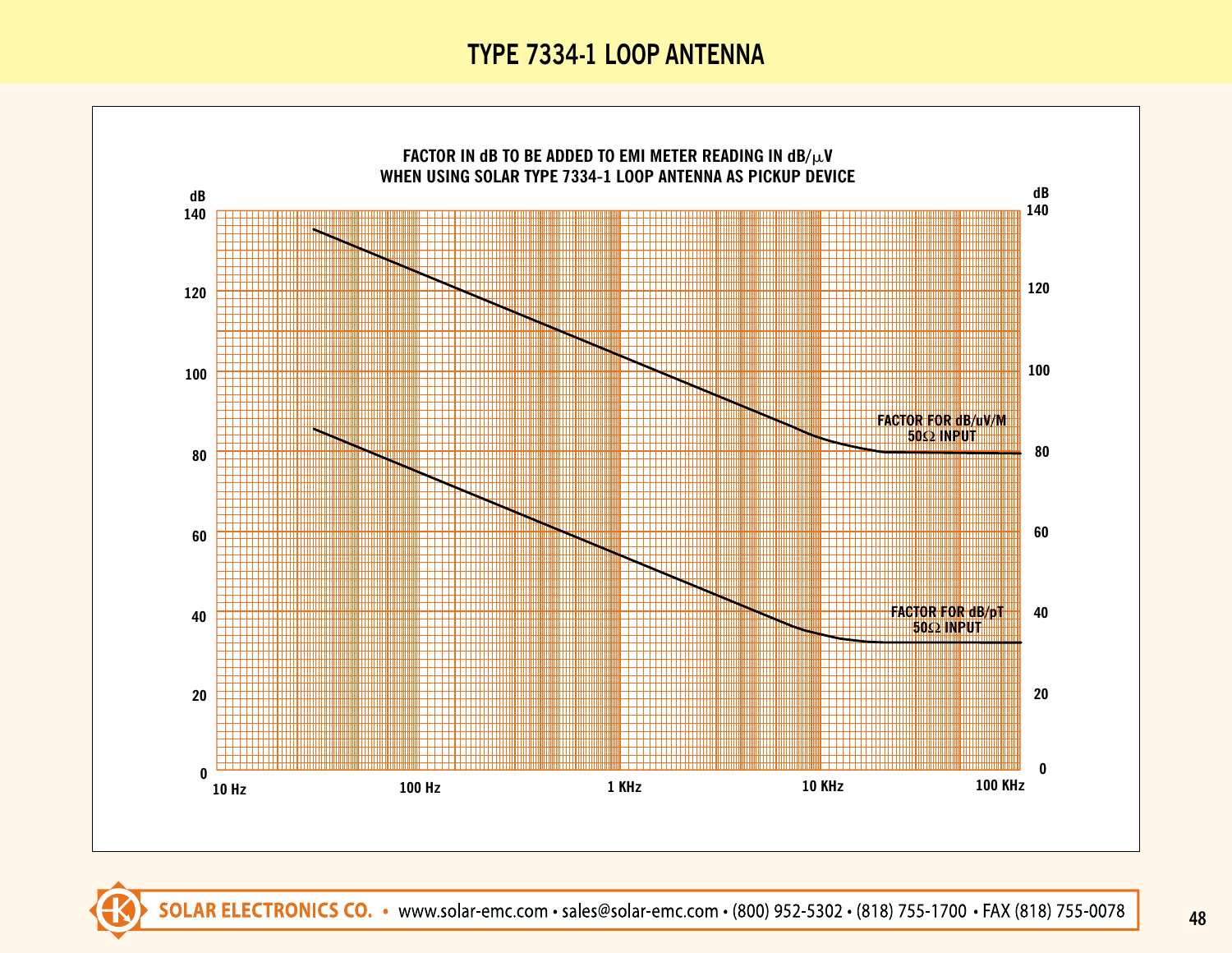# TYPE 7334-1 LOOP ANTENNA

FACTOR IN dB TO BE ADDED TO EMI METER READING IN dB/μV
WHEN USING SOLAR TYPE 7334-1 LOOP ANTENNA AS PICKUP DEVICE

dB
140
120
100
80
60
40
20
0

10 Hz
100 Hz
1 KHz
10 KHz
100 KHz

FACTOR FOR dB/uV/M
50Ω INPUT

FACTOR FOR dB/pT
50Ω INPUT

SOLAR ELECTRONICS CO. • www.solar-emc.com • sales@solar-emc.com • (800) 952-5302 • (818) 755-1700 • FAX (818) 755-0078